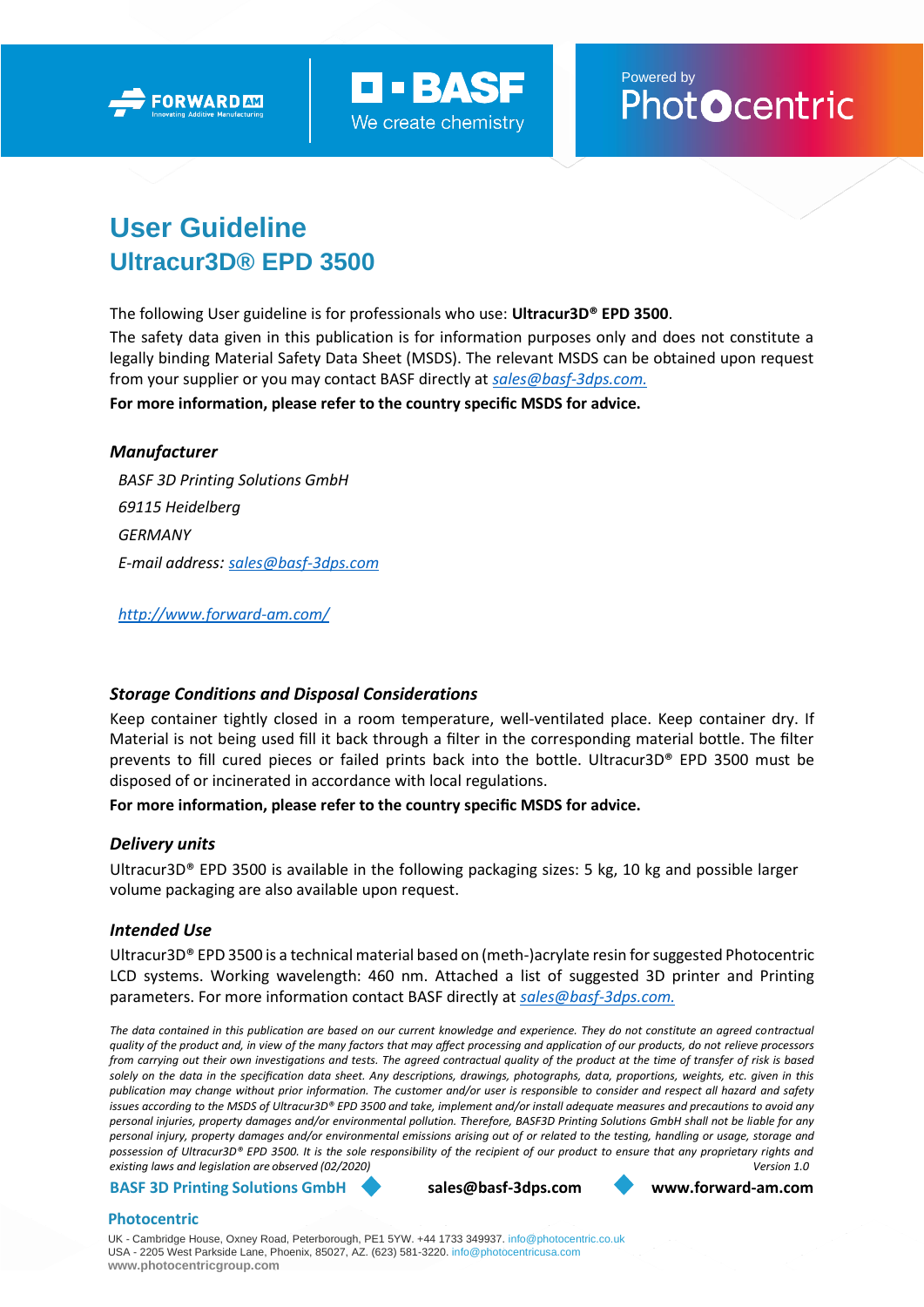# User Guideline

## Ultracur3D® EPD 3500

The following User guideline is for professionals who use: **Ultracur3D® EPD 3500**.

The safety data given in this publication is for information purposes only and does not constitute a legally binding Material Safety Data Sheet (MSDS). The relevant MSDS can be obtained upon request from your supplier or you may contact BASF directly at *sales@basf-3dps.com.*

**For more information, please refer to the country specific MSDS for advice.**

### *Manufacturer*

*BASF 3D Printing Solutions GmbH*

*69115 Heidelberg*

*GERMANY*

*E-mail address: sales@basf-3dps.com*

*http://www.forward-am.com/*

### *Storage Conditions and Disposal Considerations*

Keep container tightly closed in a room temperature, well-ventilated place. Keep container dry. If Material is not being used fill it back through a filter in the corresponding material bottle. The filter prevents to fill cured pieces or failed prints back into the bottle. Ultracur3D® EPD 3500 must be disposed of or incinerated in accordance with local regulations.

**For more information, please refer to the country specific MSDS for advice.**

### *Delivery units*

Ultracur3D® EPD 3500 is available in the following packaging sizes: 5 kg, 10 kg and possible larger volume packaging are also available upon request.

### *Intended Use*

Ultracur3D® EPD 3500 is a technical material based on (meth-)acrylate resin for suggested Photocentric LCD systems. Working wavelength: 460 nm. Attached a list of suggested 3D printer and Printing parameters. For more information contact BASF directly at *sales@basf-3dps.com.*

*The data contained in this publication are based on our current knowledge and experience. They do not constitute an agreed contractual quality of the product and, in view of the many factors that may affect processing and application of our products, do not relieve processors from carrying out their own investigations and tests. The agreed contractual quality of the product at the time of transfer of risk is based solely on the data in the specification data sheet. Any descriptions, drawings, photographs, data, proportions, weights, etc. given in this publication may change without prior information. The customer and/or user is responsible to consider and respect all hazard and safety issues according to the MSDS of Ultracur3D® EPD 3500 and take, implement and/or install adequate measures and precautions to avoid any personal injuries, property damages and/or environmental pollution. Therefore, BASF3D Printing Solutions GmbH shall not be liable for any personal injury, property damages and/or environmental emissions arising out of or related to the testing, handling or usage, storage and possession of Ultracur3D® EPD 3500. It is the sole responsibility of the recipient of our product to ensure that any proprietary rights and existing laws and legislation are observed (02/2020)* *Version 1.0*

**BASF 3D Printing Solutions GmbH** **sales@basf-3dps.com** **www.forward-am.com**

**Photocentric**

UK - Cambridge House, Oxney Road, Peterborough, PE1 5YW. +44 1733 349937. info@photocentric.co.uk
USA - 2205 West Parkside Lane, Phoenix, 85027, AZ. (623) 581-3220. info@photocentricusa.com
**www.photocentricgroup.com**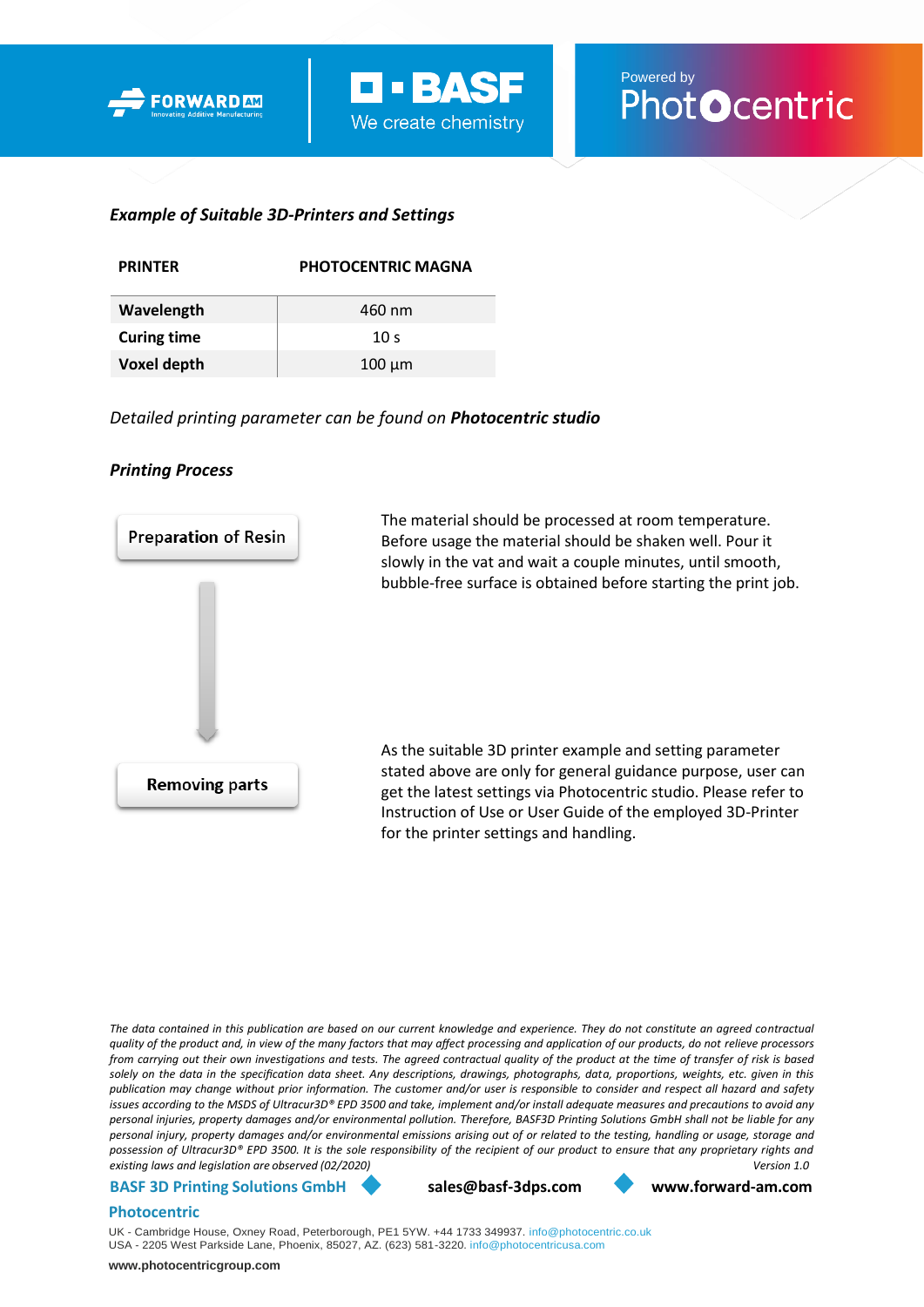### *Example of Suitable 3D-Printers and Settings*

| PRINTER | PHOTOCENTRIC MAGNA |
|---|---|
| **Wavelength** | 460 nm |
| **Curing time** | 10 s |
| **Voxel depth** | 100 µm |

*Detailed printing parameter can be found on* ***Photocentric studio***

### *Printing Process*

**Preparation of Resin**

The material should be processed at room temperature. Before usage the material should be shaken well. Pour it slowly in the vat and wait a couple minutes, until smooth, bubble-free surface is obtained before starting the print job.

**Removing parts**

As the suitable 3D printer example and setting parameter stated above are only for general guidance purpose, user can get the latest settings via Photocentric studio. Please refer to Instruction of Use or User Guide of the employed 3D-Printer for the printer settings and handling.

*The data contained in this publication are based on our current knowledge and experience. They do not constitute an agreed contractual quality of the product and, in view of the many factors that may affect processing and application of our products, do not relieve processors from carrying out their own investigations and tests. The agreed contractual quality of the product at the time of transfer of risk is based solely on the data in the specification data sheet. Any descriptions, drawings, photographs, data, proportions, weights, etc. given in this publication may change without prior information. The customer and/or user is responsible to consider and respect all hazard and safety issues according to the MSDS of Ultracur3D® EPD 3500 and take, implement and/or install adequate measures and precautions to avoid any personal injuries, property damages and/or environmental pollution. Therefore, BASF3D Printing Solutions GmbH shall not be liable for any personal injury, property damages and/or environmental emissions arising out of or related to the testing, handling or usage, storage and possession of Ultracur3D® EPD 3500. It is the sole responsibility of the recipient of our product to ensure that any proprietary rights and existing laws and legislation are observed (02/2020)* *Version 1.0*

**BASF 3D Printing Solutions GmbH** **sales@basf-3dps.com** **www.forward-am.com**

**Photocentric**

UK - Cambridge House, Oxney Road, Peterborough, PE1 5YW. +44 1733 349937. info@photocentric.co.uk
USA - 2205 West Parkside Lane, Phoenix, 85027, AZ. (623) 581-3220. info@photocentricusa.com

**www.photocentricgroup.com**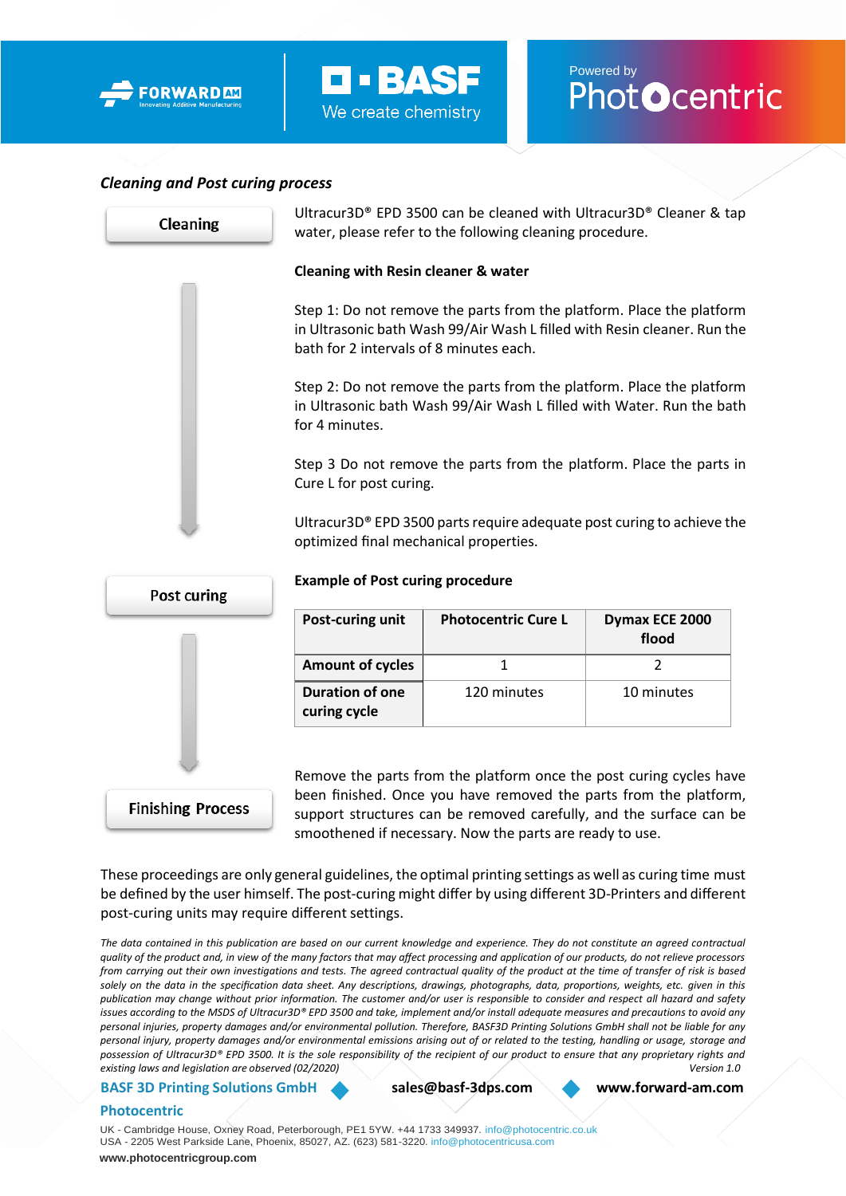## *Cleaning and Post curing process*

**Cleaning**

Ultracur3D® EPD 3500 can be cleaned with Ultracur3D® Cleaner & tap water, please refer to the following cleaning procedure.

**Cleaning with Resin cleaner & water**

Step 1: Do not remove the parts from the platform. Place the platform in Ultrasonic bath Wash 99/Air Wash L filled with Resin cleaner. Run the bath for 2 intervals of 8 minutes each.

Step 2: Do not remove the parts from the platform. Place the platform in Ultrasonic bath Wash 99/Air Wash L filled with Water. Run the bath for 4 minutes.

Step 3 Do not remove the parts from the platform. Place the parts in Cure L for post curing.

Ultracur3D® EPD 3500 parts require adequate post curing to achieve the optimized final mechanical properties.

**Post curing**

**Example of Post curing procedure**

| Post-curing unit | Photocentric Cure L | Dymax ECE 2000 flood |
|---|---|---|
| **Amount of cycles** | 1 | 2 |
| **Duration of one curing cycle** | 120 minutes | 10 minutes |

**Finishing Process**

Remove the parts from the platform once the post curing cycles have been finished. Once you have removed the parts from the platform, support structures can be removed carefully, and the surface can be smoothened if necessary. Now the parts are ready to use.

These proceedings are only general guidelines, the optimal printing settings as well as curing time must be defined by the user himself. The post-curing might differ by using different 3D-Printers and different post-curing units may require different settings.

*The data contained in this publication are based on our current knowledge and experience. They do not constitute an agreed contractual quality of the product and, in view of the many factors that may affect processing and application of our products, do not relieve processors from carrying out their own investigations and tests. The agreed contractual quality of the product at the time of transfer of risk is based solely on the data in the specification data sheet. Any descriptions, drawings, photographs, data, proportions, weights, etc. given in this publication may change without prior information. The customer and/or user is responsible to consider and respect all hazard and safety issues according to the MSDS of Ultracur3D® EPD 3500 and take, implement and/or install adequate measures and precautions to avoid any personal injuries, property damages and/or environmental pollution. Therefore, BASF3D Printing Solutions GmbH shall not be liable for any personal injury, property damages and/or environmental emissions arising out of or related to the testing, handling or usage, storage and possession of Ultracur3D® EPD 3500. It is the sole responsibility of the recipient of our product to ensure that any proprietary rights and existing laws and legislation are observed (02/2020)* *Version 1.0*

**BASF 3D Printing Solutions GmbH** **sales@basf-3dps.com** **www.forward-am.com**

**Photocentric**

UK - Cambridge House, Oxney Road, Peterborough, PE1 5YW. +44 1733 349937. info@photocentric.co.uk
USA - 2205 West Parkside Lane, Phoenix, 85027, AZ. (623) 581-3220. info@photocentricusa.com

**www.photocentricgroup.com**